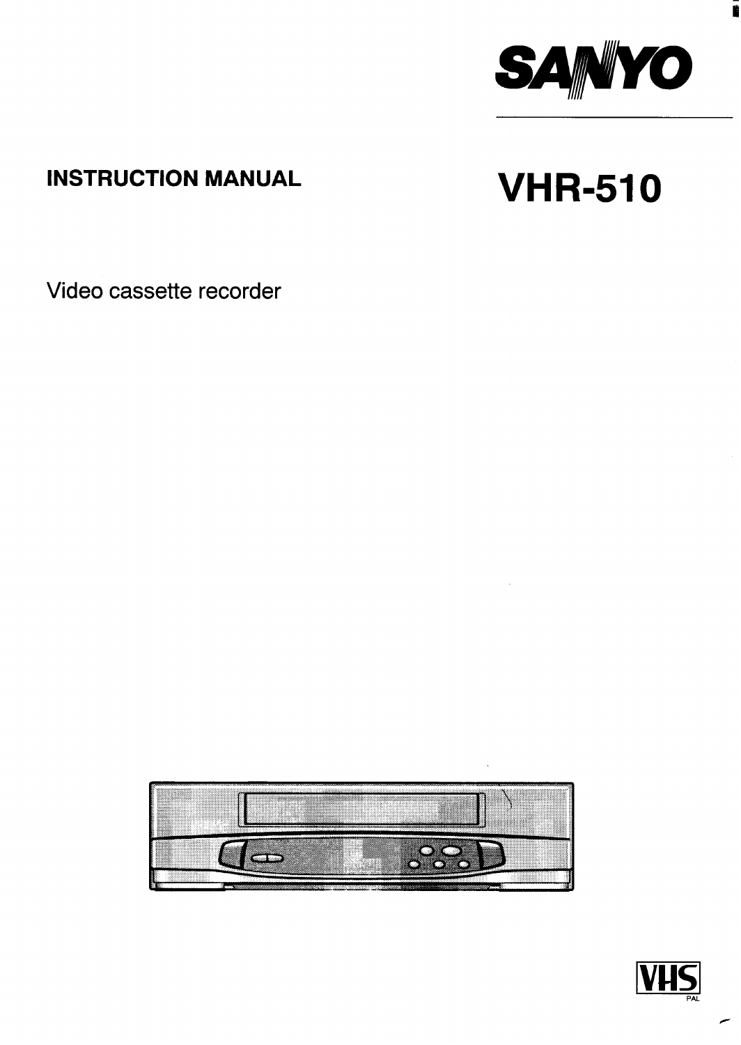SANYO

**INSTRUCTION MANUAL**

# VHR-510

Video cassette recorder

VHS

PAL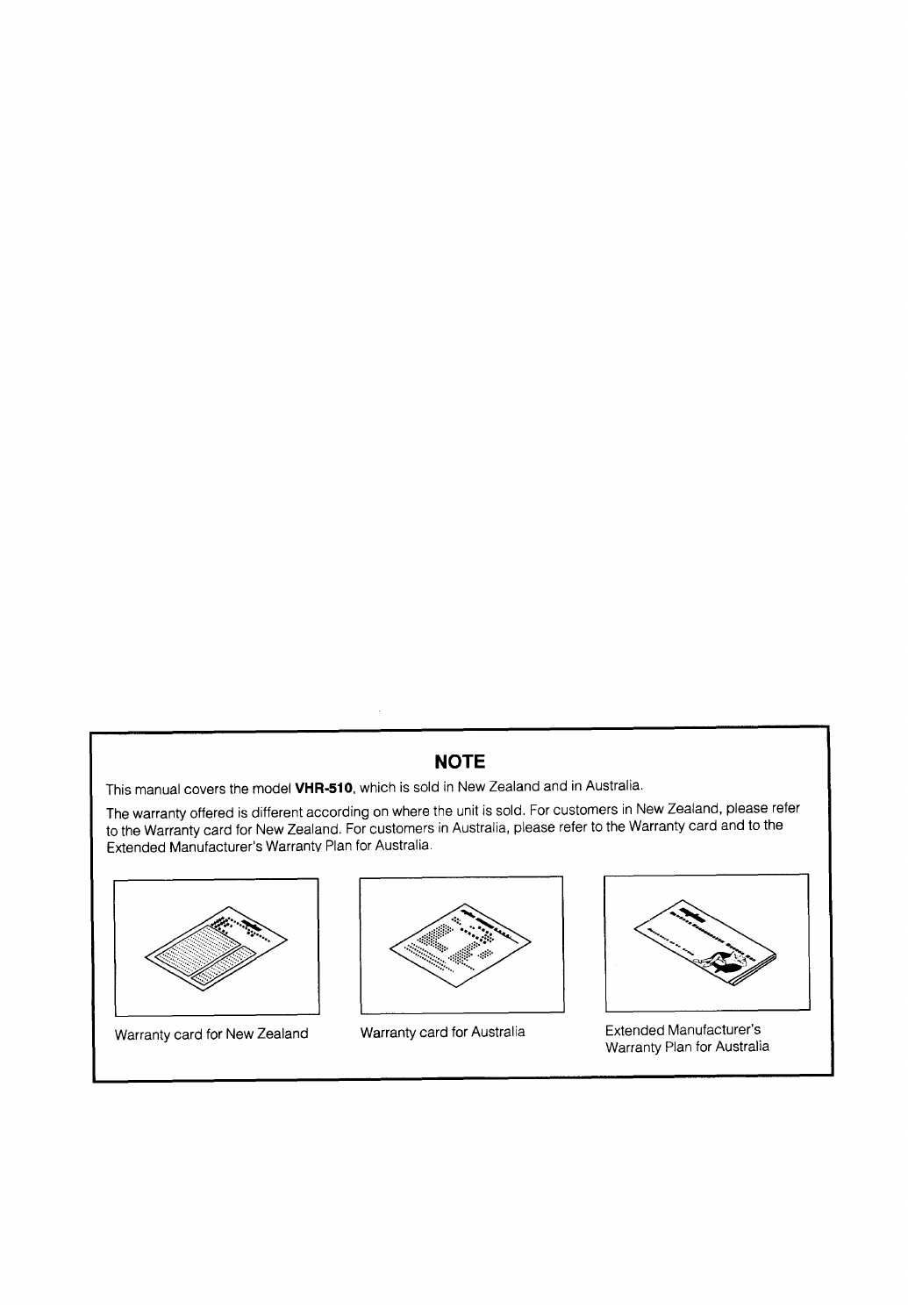## NOTE

This manual covers the model **VHR-510**, which is sold in New Zealand and in Australia.

The warranty offered is different according on where the unit is sold. For customers in New Zealand, please refer to the Warranty card for New Zealand. For customers in Australia, please refer to the Warranty card and to the Extended Manufacturer's Warranty Plan for Australia.

Warranty card for New Zealand

Warranty card for Australia

Extended Manufacturer's Warranty Plan for Australia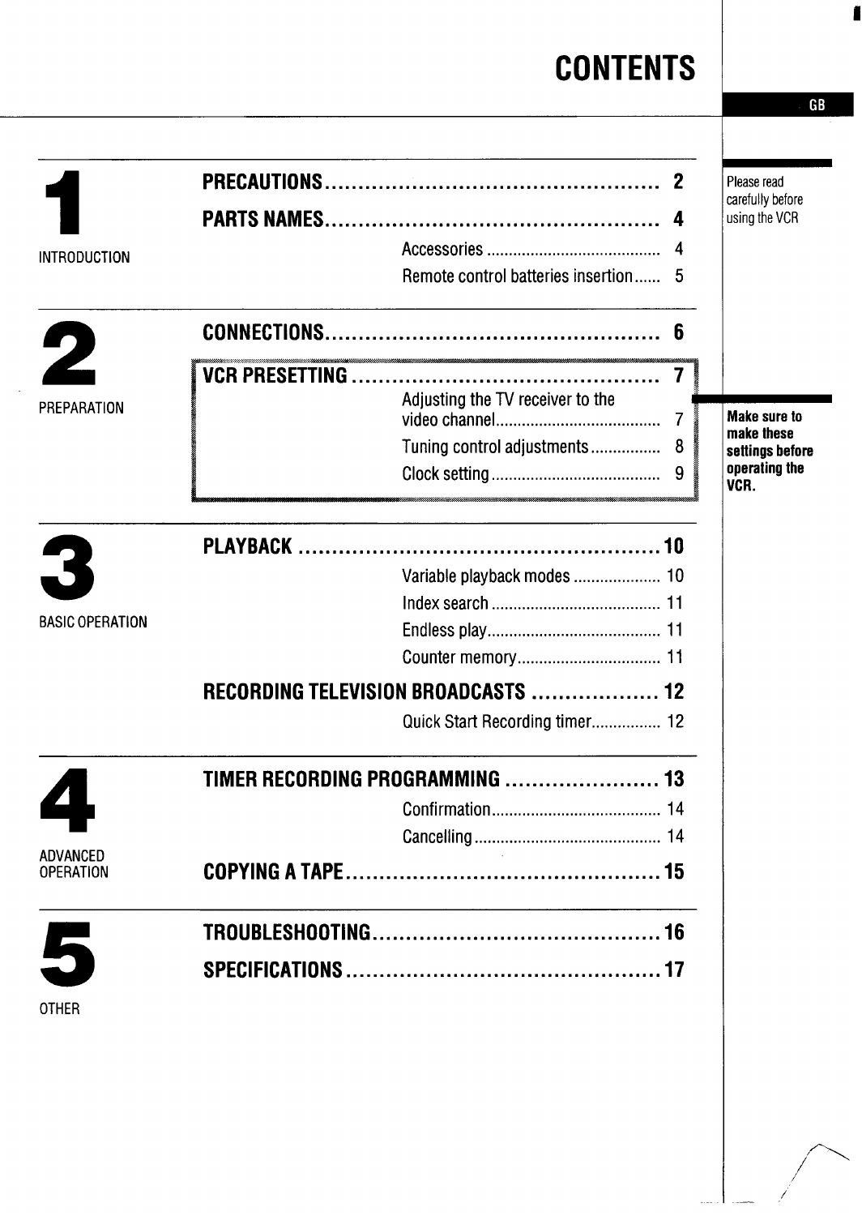# CONTENTS

GB

## 1 INTRODUCTION

Please read carefully before using the VCR

**PRECAUTIONS** ........ 2

**PARTS NAMES** ........ 4

- Accessories ........ 4
- Remote control batteries insertion ........ 5

## 2 PREPARATION

**CONNECTIONS** ........ 6

**VCR PRESETTING** ........ 7

- Adjusting the TV receiver to the video channel ........ 7
- Tuning control adjustments ........ 8
- Clock setting ........ 9

**Make sure to make these settings before operating the VCR.**

## 3 BASIC OPERATION

**PLAYBACK** ........ 10

- Variable playback modes ........ 10
- Index search ........ 11
- Endless play ........ 11
- Counter memory ........ 11

**RECORDING TELEVISION BROADCASTS** ........ 12

- Quick Start Recording timer ........ 12

## 4 ADVANCED OPERATION

**TIMER RECORDING PROGRAMMING** ........ 13

- Confirmation ........ 14
- Cancelling ........ 14

**COPYING A TAPE** ........ 15

## 5 OTHER

**TROUBLESHOOTING** ........ 16

**SPECIFICATIONS** ........ 17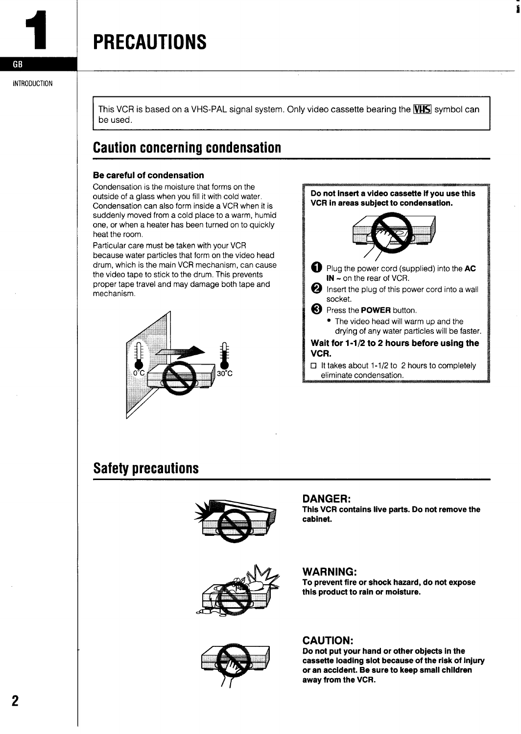# 1 PRECAUTIONS

GB

INTRODUCTION

This VCR is based on a VHS-PAL signal system. Only video cassette bearing the VHS symbol can be used.

## Caution concerning condensation

**Be careful of condensation**

Condensation is the moisture that forms on the outside of a glass when you fill it with cold water. Condensation can also form inside a VCR when it is suddenly moved from a cold place to a warm, humid one, or when a heater has been turned on to quickly heat the room.

Particular care must be taken with your VCR because water particles that form on the video head drum, which is the main VCR mechanism, can cause the video tape to stick to the drum. This prevents proper tape travel and may damage both tape and mechanism.

0°C 30°C

**Do not insert a video cassette if you use this VCR in areas subject to condensation.**

1. Plug the power cord (supplied) into the **AC IN ~** on the rear of VCR.
2. Insert the plug of this power cord into a wall socket.
3. Press the **POWER** button.
   - The video head will warm up and the drying of any water particles will be faster.

**Wait for 1-1/2 to 2 hours before using the VCR.**

☐ It takes about 1-1/2 to 2 hours to completely eliminate condensation.

## Safety precautions

**DANGER:**
**This VCR contains live parts. Do not remove the cabinet.**

**WARNING:**
**To prevent fire or shock hazard, do not expose this product to rain or moisture.**

**CAUTION:**
**Do not put your hand or other objects in the cassette loading slot because of the risk of injury or an accident. Be sure to keep small children away from the VCR.**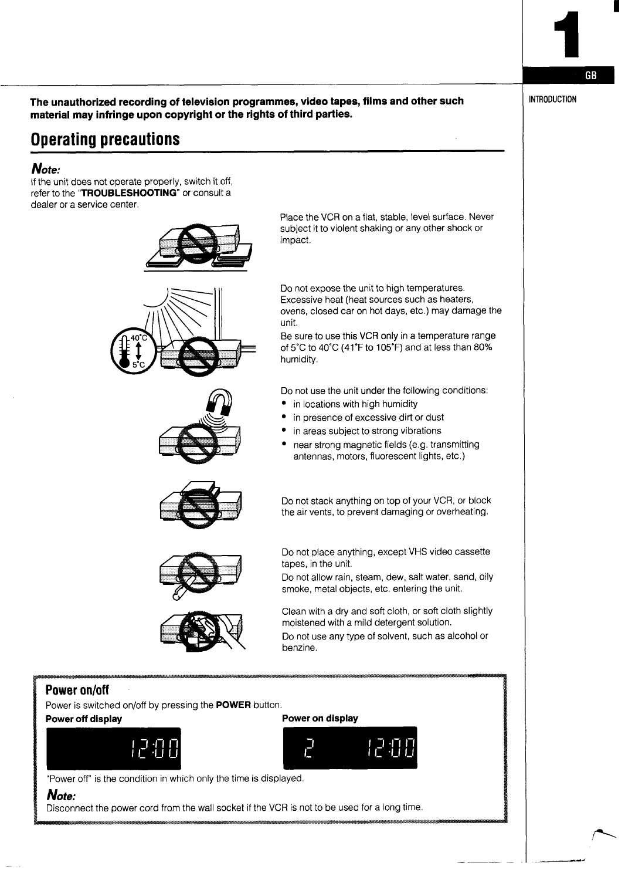**The unauthorized recording of television programmes, video tapes, films and other such material may infringe upon copyright or the rights of third parties.**

# Operating precautions

***Note:***
If the unit does not operate properly, switch it off, refer to the "**TROUBLESHOOTING**" or consult a dealer or a service center.

Place the VCR on a flat, stable, level surface. Never subject it to violent shaking or any other shock or impact.

Do not expose the unit to high temperatures. Excessive heat (heat sources such as heaters, ovens, closed car on hot days, etc.) may damage the unit.
Be sure to use this VCR only in a temperature range of 5°C to 40°C (41°F to 105°F) and at less than 80% humidity.

Do not use the unit under the following conditions:

- in locations with high humidity
- in presence of excessive dirt or dust
- in areas subject to strong vibrations
- near strong magnetic fields (e.g. transmitting antennas, motors, fluorescent lights, etc.)

Do not stack anything on top of your VCR, or block the air vents, to prevent damaging or overheating.

Do not place anything, except VHS video cassette tapes, in the unit.
Do not allow rain, steam, dew, salt water, sand, oily smoke, metal objects, etc. entering the unit.

Clean with a dry and soft cloth, or soft cloth slightly moistened with a mild detergent solution.
Do not use any type of solvent, such as alcohol or benzine.

## Power on/off

Power is switched on/off by pressing the **POWER** button.

**Power off display**

12:00

**Power on display**

2 12:00

"Power off" is the condition in which only the time is displayed.

***Note:***
Disconnect the power cord from the wall socket if the VCR is not to be used for a long time.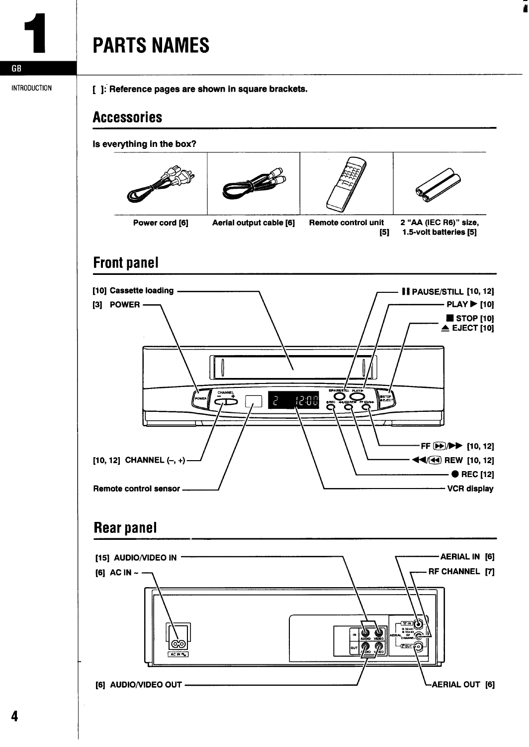# 1 PARTS NAMES

GB

INTRODUCTION

**[ ]: Reference pages are shown in square brackets.**

## Accessories

**Is everything in the box?**

| Power cord [6] | Aerial output cable [6] | Remote control unit [5] | 2 "AA (IEC R6)" size, 1.5-volt batteries [5] |
|---|---|---|---|

## Front panel

- [10] Cassette loading
- [3] POWER
- [10, 12] CHANNEL (–, +)
- Remote control sensor
- II PAUSE/STILL [10, 12]
- PLAY ▶ [10]
- ■ STOP [10]
- ≜ EJECT [10]
- FF ⏩/▶▶ [10, 12]
- ◀◀/⏪ REW [10, 12]
- ● REC [12]
- VCR display

## Rear panel

- [15] AUDIO/VIDEO IN
- [6] AC IN ~
- [6] AUDIO/VIDEO OUT
- AERIAL IN [6]
- RF CHANNEL [7]
- AERIAL OUT [6]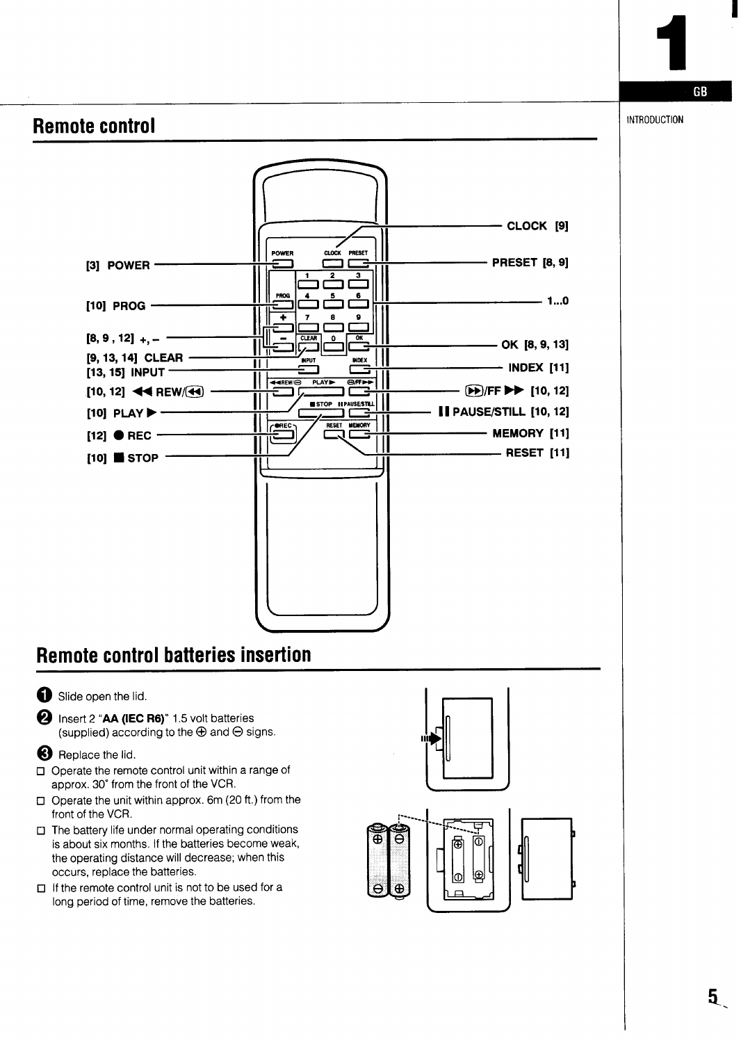## Remote control

[3] POWER

[10] PROG

[8, 9 , 12] +, –

[9, 13, 14] CLEAR

[13, 15] INPUT

[10, 12] ◀◀ REW/⏪

[10] PLAY ▶

[12] ● REC

[10] ■ STOP

CLOCK [9]

PRESET [8, 9]

1...0

OK [8, 9, 13]

INDEX [11]

⏩/FF ▶▶ [10, 12]

❚❚ PAUSE/STILL [10, 12]

MEMORY [11]

RESET [11]

## Remote control batteries insertion

1. Slide open the lid.
2. Insert 2 "**AA (IEC R6)**" 1.5 volt batteries (supplied) according to the ⊕ and ⊖ signs.
3. Replace the lid.

- ☐ Operate the remote control unit within a range of approx. 30° from the front of the VCR.
- ☐ Operate the unit within approx. 6m (20 ft.) from the front of the VCR.
- ☐ The battery life under normal operating conditions is about six months. If the batteries become weak, the operating distance will decrease; when this occurs, replace the batteries.
- ☐ If the remote control unit is not to be used for a long period of time, remove the batteries.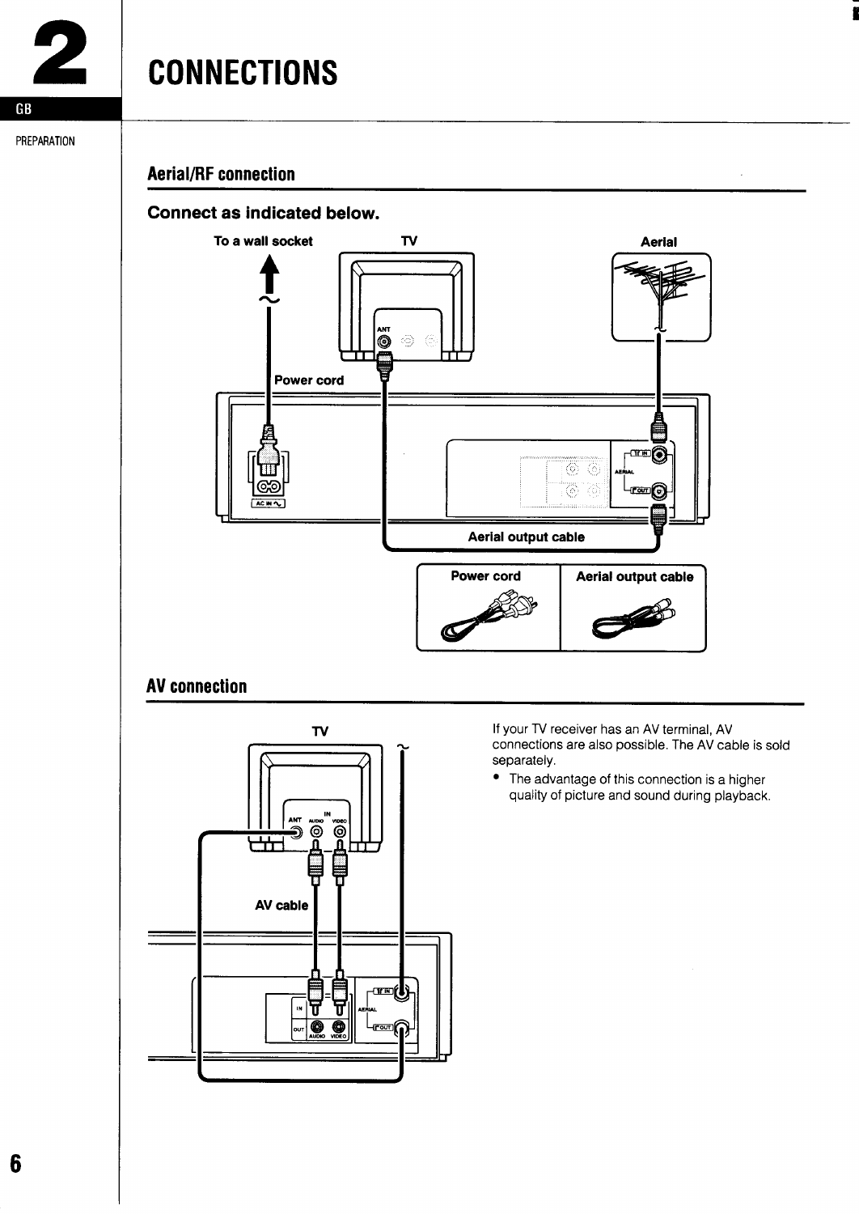# 2 CONNECTIONS

GB

PREPARATION

## Aerial/RF connection

### Connect as indicated below.

To a wall socket

TV

Aerial

Power cord

Aerial output cable

| Power cord | Aerial output cable |
|---|---|

## AV connection

TV

AV cable

If your TV receiver has an AV terminal, AV connections are also possible. The AV cable is sold separately.

- The advantage of this connection is a higher quality of picture and sound during playback.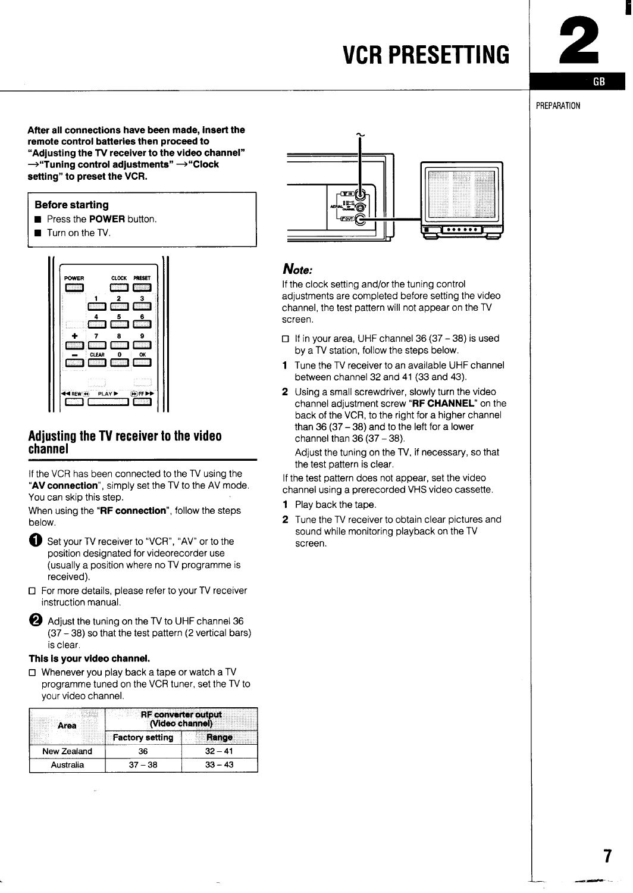# VCR PRESETTING

## 2

GB

PREPARATION

**After all connections have been made, insert the remote control batteries then proceed to "Adjusting the TV receiver to the video channel" →"Tuning control adjustments" →"Clock setting" to preset the VCR.**

**Before starting**

- Press the **POWER** button.
- Turn on the TV.

## Adjusting the TV receiver to the video channel

If the VCR has been connected to the TV using the "**AV connection**", simply set the TV to the AV mode. You can skip this step.

When using the "**RF connection**", follow the steps below.

1. Set your TV receiver to "VCR", "AV" or to the position designated for videorecorder use (usually a position where no TV programme is received).

□ For more details, please refer to your TV receiver instruction manual.

2. Adjust the tuning on the TV to UHF channel 36 (37 – 38) so that the test pattern (2 vertical bars) is clear.

**This is your video channel.**

□ Whenever you play back a tape or watch a TV programme tuned on the VCR tuner, set the TV to your video channel.

| Area | RF converter output (Video channel) | |
|---|---|---|
| | Factory setting | Range |
| New Zealand | 36 | 32 – 41 |
| Australia | 37 – 38 | 33 – 43 |

***Note:***

If the clock setting and/or the tuning control adjustments are completed before setting the video channel, the test pattern will not appear on the TV screen.

□ If in your area, UHF channel 36 (37 – 38) is used by a TV station, follow the steps below.

1. Tune the TV receiver to an available UHF channel between channel 32 and 41 (33 and 43).
2. Using a small screwdriver, slowly turn the video channel adjustment screw "**RF CHANNEL**" on the back of the VCR, to the right for a higher channel than 36 (37 – 38) and to the left for a lower channel than 36 (37 – 38).
   Adjust the tuning on the TV, if necessary, so that the test pattern is clear.

If the test pattern does not appear, set the video channel using a prerecorded VHS video cassette.

1. Play back the tape.
2. Tune the TV receiver to obtain clear pictures and sound while monitoring playback on the TV screen.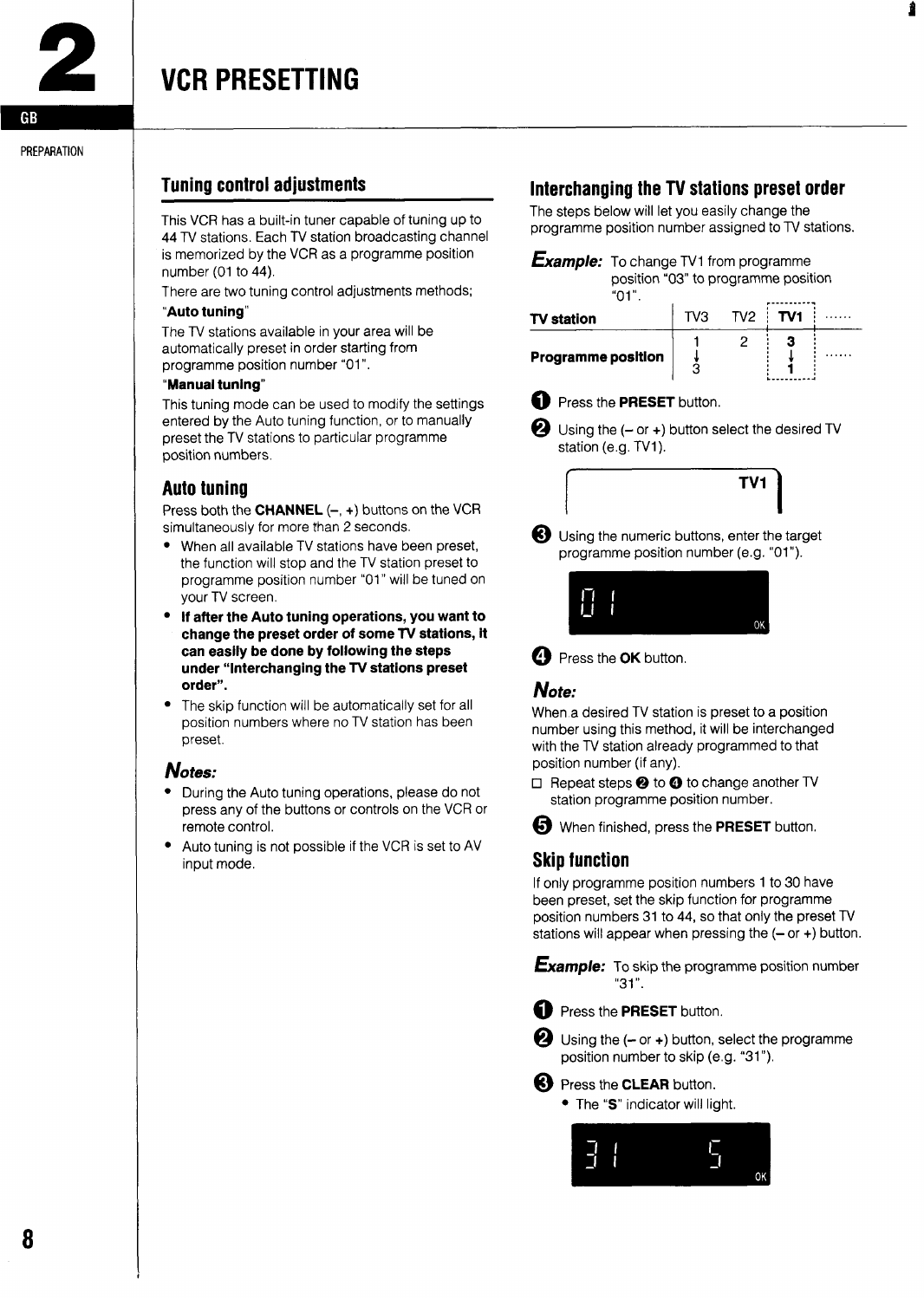# 2 VCR PRESETTING

GB

PREPARATION

## Tuning control adjustments

This VCR has a built-in tuner capable of tuning up to 44 TV stations. Each TV station broadcasting channel is memorized by the VCR as a programme position number (01 to 44).

There are two tuning control adjustments methods;

"**Auto tuning**"

The TV stations available in your area will be automatically preset in order starting from programme position number "01".

"**Manual tuning**"

This tuning mode can be used to modify the settings entered by the Auto tuning function, or to manually preset the TV stations to particular programme position numbers.

## Auto tuning

Press both the **CHANNEL** (**–**, **+**) buttons on the VCR simultaneously for more than 2 seconds.

- When all available TV stations have been preset, the function will stop and the TV station preset to programme position number "01" will be tuned on your TV screen.
- **If after the Auto tuning operations, you want to change the preset order of some TV stations, it can easily be done by following the steps under "Interchanging the TV stations preset order".**
- The skip function will be automatically set for all position numbers where no TV station has been preset.

### *Notes:*

- During the Auto tuning operations, please do not press any of the buttons or controls on the VCR or remote control.
- Auto tuning is not possible if the VCR is set to AV input mode.

## Interchanging the TV stations preset order

The steps below will let you easily change the programme position number assigned to TV stations.

***Example:*** To change TV1 from programme position "03" to programme position "01".

| **TV station** | TV3 | TV2 | **TV1** | ...... |
|---|---|---|---|---|
| **Programme position** | 1 ↓ 3 | 2 | **3** ↓ **1** | ...... |

❶ Press the **PRESET** button.

❷ Using the (**–** or **+**) button select the desired TV station (e.g. TV1).

TV1

❸ Using the numeric buttons, enter the target programme position number (e.g. "01").

01 OK

❹ Press the **OK** button.

### *Note:*

When a desired TV station is preset to a position number using this method, it will be interchanged with the TV station already programmed to that position number (if any).

□ Repeat steps ❷ to ❹ to change another TV station programme position number.

❺ When finished, press the **PRESET** button.

## Skip function

If only programme position numbers 1 to 30 have been preset, set the skip function for programme position numbers 31 to 44, so that only the preset TV stations will appear when pressing the (**–** or **+**) button.

***Example:*** To skip the programme position number "31".

❶ Press the **PRESET** button.

❷ Using the (**–** or **+**) button, select the programme position number to skip (e.g. "31").

❸ Press the **CLEAR** button.

- The "**S**" indicator will light.

31 S OK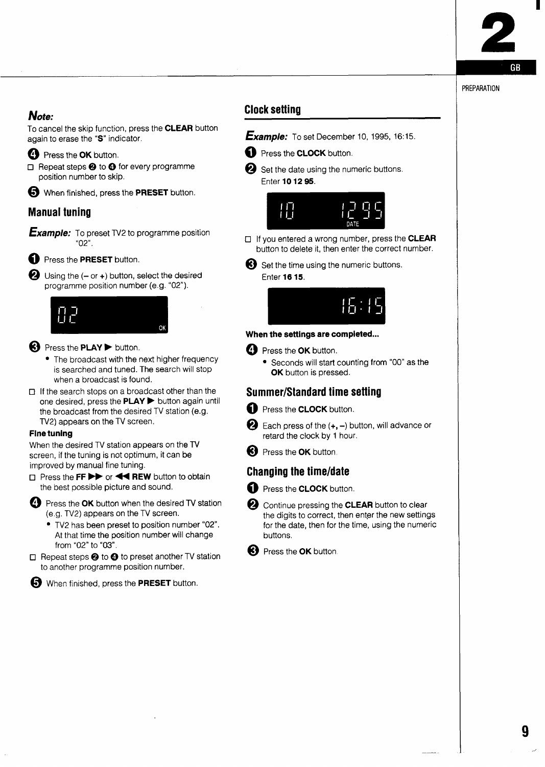*Note:*
To cancel the skip function, press the **CLEAR** button again to erase the "**S**" indicator.

4. Press the **OK** button.

- Repeat steps 2 to 4 for every programme position number to skip.

5. When finished, press the **PRESET** button.

## Manual tuning

*Example:* To preset TV2 to programme position "02".

1. Press the **PRESET** button.
2. Using the (**–** or **+**) button, select the desired programme position number (e.g. "02").

   02 OK

3. Press the **PLAY** ▶ button.
   - The broadcast with the next higher frequency is searched and tuned. The search will stop when a broadcast is found.

- If the search stops on a broadcast other than the one desired, press the **PLAY** ▶ button again until the broadcast from the desired TV station (e.g. TV2) appears on the TV screen.

**Fine tuning**

When the desired TV station appears on the TV screen, if the tuning is not optimum, it can be improved by manual fine tuning.

- Press the **FF** ▶▶ or ◀◀ **REW** button to obtain the best possible picture and sound.

4. Press the **OK** button when the desired TV station (e.g. TV2) appears on the TV screen.
   - TV2 has been preset to position number "02". At that time the position number will change from "02" to "03".

- Repeat steps 2 to 4 to preset another TV station to another programme position number.

5. When finished, press the **PRESET** button.

## Clock setting

*Example:* To set December 10, 1995, 16:15.

1. Press the **CLOCK** button.
2. Set the date using the numeric buttons.
   Enter **10 12 95**.

   10 12 95 DATE

- If you entered a wrong number, press the **CLEAR** button to delete it, then enter the correct number.

3. Set the time using the numeric buttons.
   Enter **16 15**.

   16:15

**When the settings are completed...**

4. Press the **OK** button.
   - Seconds will start counting from "00" as the **OK** button is pressed.

## Summer/Standard time setting

1. Press the **CLOCK** button.
2. Each press of the (**+, –**) button, will advance or retard the clock by 1 hour.
3. Press the **OK** button.

## Changing the time/date

1. Press the **CLOCK** button.
2. Continue pressing the **CLEAR** button to clear the digits to correct, then enter the new settings for the date, then for the time, using the numeric buttons.
3. Press the **OK** button.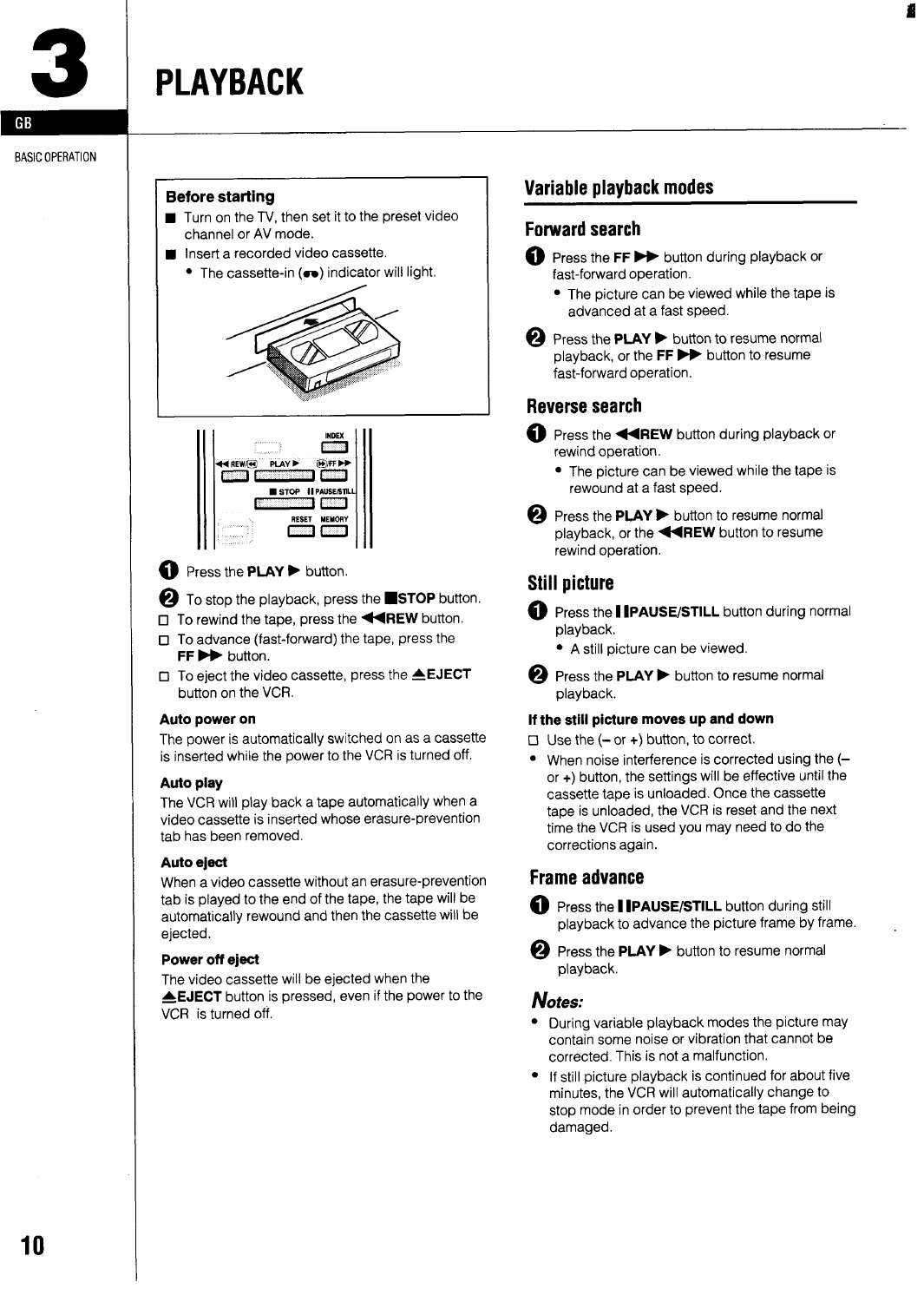# 3 PLAYBACK

GB

BASIC OPERATION

**Before starting**

- Turn on the TV, then set it to the preset video channel or AV mode.
- Insert a recorded video cassette.
  - The cassette-in (▬) indicator will light.

❶ Press the **PLAY ▶** button.

❷ To stop the playback, press the **■STOP** button.

- ☐ To rewind the tape, press the **◀◀REW** button.
- ☐ To advance (fast-forward) the tape, press the **FF ▶▶** button.
- ☐ To eject the video cassette, press the **⏏EJECT** button on the VCR.

**Auto power on**

The power is automatically switched on as a cassette is inserted while the power to the VCR is turned off.

**Auto play**

The VCR will play back a tape automatically when a video cassette is inserted whose erasure-prevention tab has been removed.

**Auto eject**

When a video cassette without an erasure-prevention tab is played to the end of the tape, the tape will be automatically rewound and then the cassette will be ejected.

**Power off eject**

The video cassette will be ejected when the **⏏EJECT** button is pressed, even if the power to the VCR is turned off.

## Variable playback modes

### Forward search

❶ Press the **FF ▶▶** button during playback or fast-forward operation.

- The picture can be viewed while the tape is advanced at a fast speed.

❷ Press the **PLAY ▶** button to resume normal playback, or the **FF ▶▶** button to resume fast-forward operation.

### Reverse search

❶ Press the **◀◀REW** button during playback or rewind operation.

- The picture can be viewed while the tape is rewound at a fast speed.

❷ Press the **PLAY ▶** button to resume normal playback, or the **◀◀REW** button to resume rewind operation.

### Still picture

❶ Press the **❚❚PAUSE/STILL** button during normal playback.

- A still picture can be viewed.

❷ Press the **PLAY ▶** button to resume normal playback.

**If the still picture moves up and down**

- ☐ Use the (– or +) button, to correct.
- When noise interference is corrected using the (– or +) button, the settings will be effective until the cassette tape is unloaded. Once the cassette tape is unloaded, the VCR is reset and the next time the VCR is used you may need to do the corrections again.

### Frame advance

❶ Press the **❚❚PAUSE/STILL** button during still playback to advance the picture frame by frame.

❷ Press the **PLAY ▶** button to resume normal playback.

***Notes:***

- During variable playback modes the picture may contain some noise or vibration that cannot be corrected. This is not a malfunction.
- If still picture playback is continued for about five minutes, the VCR will automatically change to stop mode in order to prevent the tape from being damaged.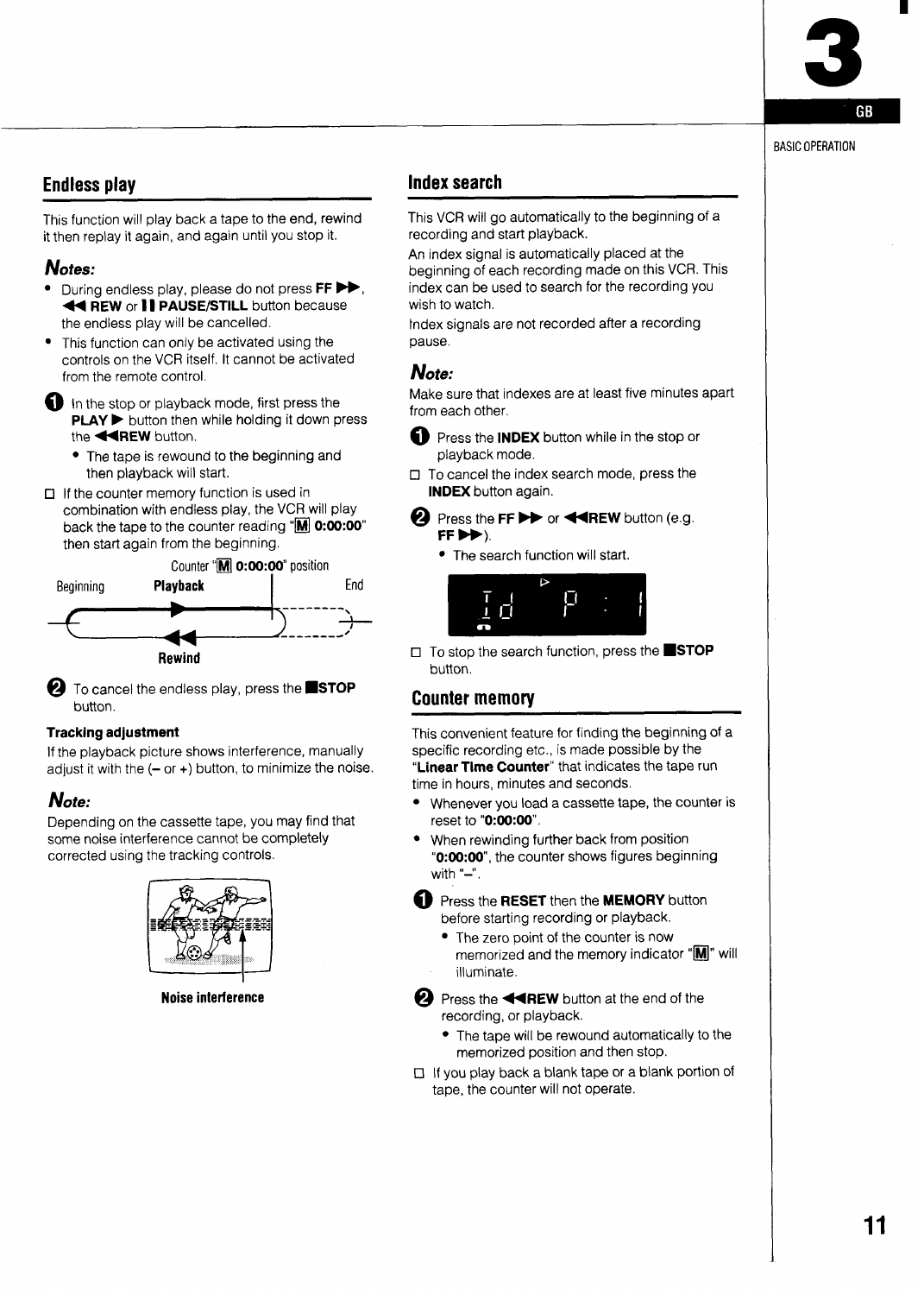## Endless play

This function will play back a tape to the end, rewind it then replay it again, and again until you stop it.

***Notes:***

- During endless play, please do not press **FF ▶▶**, **◀◀ REW** or **❚❚ PAUSE/STILL** button because the endless play will be cancelled.
- This function can only be activated using the controls on the VCR itself. It cannot be activated from the remote control.

**1** In the stop or playback mode, first press the **PLAY ▶** button then while holding it down press the **◀◀REW** button.

- The tape is rewound to the beginning and then playback will start.

□ If the counter memory function is used in combination with endless play, the VCR will play back the tape to the counter reading "M **0:00:00**" then start again from the beginning.

Counter "M **0:00:00**" position

Beginning **Playback** End

**Rewind**

**2** To cancel the endless play, press the **■STOP** button.

**Tracking adjustment**

If the playback picture shows interference, manually adjust it with the (– or +) button, to minimize the noise.

***Note:***

Depending on the cassette tape, you may find that some noise interference cannot be completely corrected using the tracking controls.

**Noise interference**

## Index search

This VCR will go automatically to the beginning of a recording and start playback.

An index signal is automatically placed at the beginning of each recording made on this VCR. This index can be used to search for the recording you wish to watch.

Index signals are not recorded after a recording pause.

***Note:***

Make sure that indexes are at least five minutes apart from each other.

**1** Press the **INDEX** button while in the stop or playback mode.

□ To cancel the index search mode, press the **INDEX** button again.

**2** Press the **FF ▶▶** or **◀◀REW** button (e.g. **FF ▶▶**).

- The search function will start.

□ To stop the search function, press the **■STOP** button.

## Counter memory

This convenient feature for finding the beginning of a specific recording etc., is made possible by the "**Linear Time Counter**" that indicates the tape run time in hours, minutes and seconds.

- Whenever you load a cassette tape, the counter is reset to "**0:00:00**".
- When rewinding further back from position "**0:00:00**", the counter shows figures beginning with "–".

**1** Press the **RESET** then the **MEMORY** button before starting recording or playback.

- The zero point of the counter is now memorized and the memory indicator "M" will illuminate.

**2** Press the **◀◀REW** button at the end of the recording, or playback.

- The tape will be rewound automatically to the memorized position and then stop.

□ If you play back a blank tape or a blank portion of tape, the counter will not operate.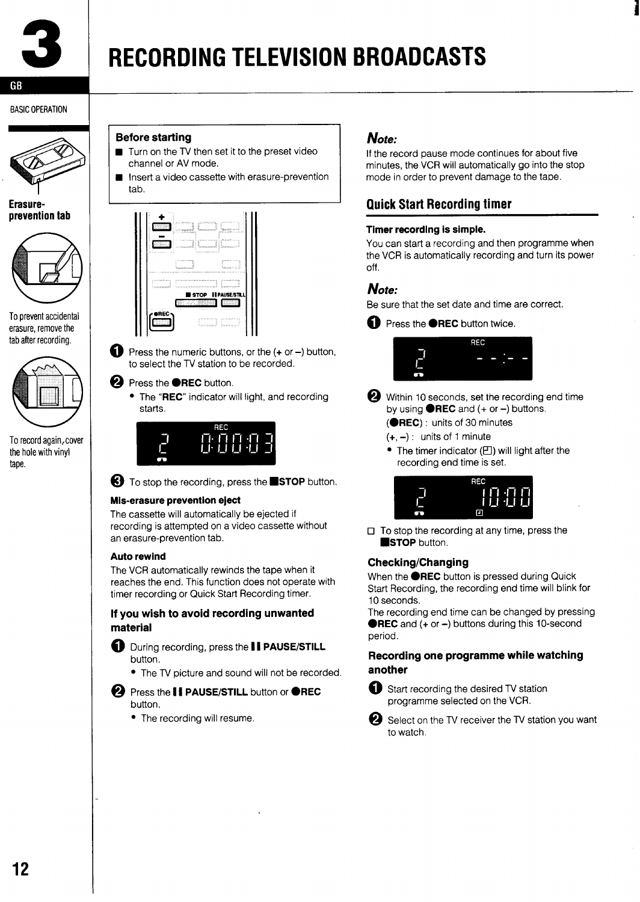# 3 RECORDING TELEVISION BROADCASTS

GB

BASIC OPERATION

**Erasure-prevention tab**

To prevent accidental erasure, remove the tab after recording.

To record again, cover the hole with vinyl tape.

**Before starting**

- Turn on the TV then set it to the preset video channel or AV mode.
- Insert a video cassette with erasure-prevention tab.

1. Press the numeric buttons, or the (+ or –) button, to select the TV station to be recorded.
2. Press the ●**REC** button.
   - The "**REC**" indicator will light, and recording starts.

REC 2 0:00:03

3. To stop the recording, press the ■**STOP** button.

**Mis-erasure prevention eject**

The cassette will automatically be ejected if recording is attempted on a video cassette without an erasure-prevention tab.

**Auto rewind**

The VCR automatically rewinds the tape when it reaches the end. This function does not operate with timer recording or Quick Start Recording timer.

### If you wish to avoid recording unwanted material

1. During recording, press the ❙❙ **PAUSE/STILL** button.
   - The TV picture and sound will not be recorded.
2. Press the ❙❙ **PAUSE/STILL** button or ●**REC** button.
   - The recording will resume.

***Note:***

If the record pause mode continues for about five minutes, the VCR will automatically go into the stop mode in order to prevent damage to the tape.

## Quick Start Recording timer

**Timer recording is simple.**

You can start a recording and then programme when the VCR is automatically recording and turn its power off.

***Note:***

Be sure that the set date and time are correct.

1. Press the ●**REC** button twice.

REC 2 - - : - -

2. Within 10 seconds, set the recording end time by using ●**REC** and (+ or –) buttons.
   (●**REC**) : units of 30 minutes
   (+, –) : units of 1 minute
   - The timer indicator (⊡) will light after the recording end time is set.

REC 2 10:00

□ To stop the recording at any time, press the ■**STOP** button.

### Checking/Changing

When the ●**REC** button is pressed during Quick Start Recording, the recording end time will blink for 10 seconds.
The recording end time can be changed by pressing ●**REC** and (+ or –) buttons during this 10-second period.

### Recording one programme while watching another

1. Start recording the desired TV station programme selected on the VCR.
2. Select on the TV receiver the TV station you want to watch.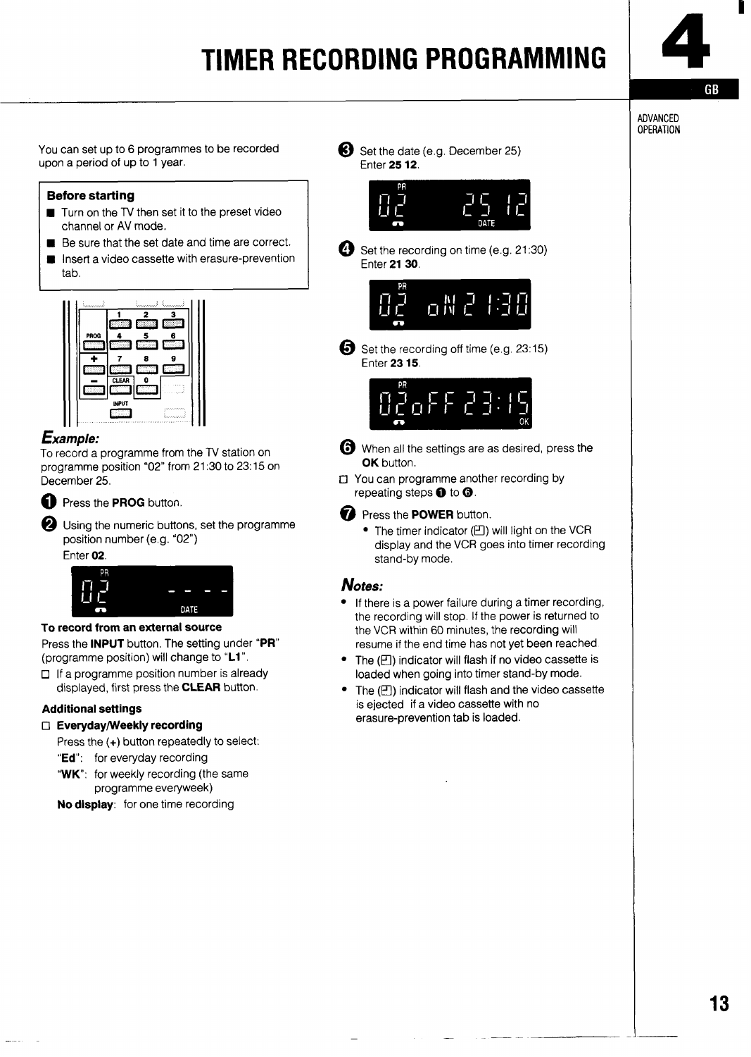# TIMER RECORDING PROGRAMMING

ADVANCED OPERATION

You can set up to 6 programmes to be recorded upon a period of up to 1 year.

**Before starting**

- Turn on the TV then set it to the preset video channel or AV mode.
- Be sure that the set date and time are correct.
- Insert a video cassette with erasure-prevention tab.

## *Example:*

To record a programme from the TV station on programme position "02" from 21:30 to 23:15 on December 25.

1. Press the **PROG** button.
2. Using the numeric buttons, set the programme position number (e.g. "02")
   Enter **02**.

**To record from an external source**

Press the **INPUT** button. The setting under "**PR**" (programme position) will change to "**L1**".

- If a programme position number is already displayed, first press the **CLEAR** button.

**Additional settings**

- **Everyday/Weekly recording**
  Press the (+) button repeatedly to select:
  "**Ed**": for everyday recording
  "**WK**": for weekly recording (the same programme everyweek)
  **No display**: for one time recording

3. Set the date (e.g. December 25)
   Enter **25 12**.
4. Set the recording on time (e.g. 21:30)
   Enter **21 30**.
5. Set the recording off time (e.g. 23:15)
   Enter **23 15**.
6. When all the settings are as desired, press the **OK** button.

- You can programme another recording by repeating steps 1 to 6.

7. Press the **POWER** button.
   - The timer indicator (⌚) will light on the VCR display and the VCR goes into timer recording stand-by mode.

## *Notes:*

- If there is a power failure during a timer recording, the recording will stop. If the power is returned to the VCR within 60 minutes, the recording will resume if the end time has not yet been reached
- The (⌚) indicator will flash if no video cassette is loaded when going into timer stand-by mode.
- The (⌚) indicator will flash and the video cassette is ejected if a video cassette with no erasure-prevention tab is loaded.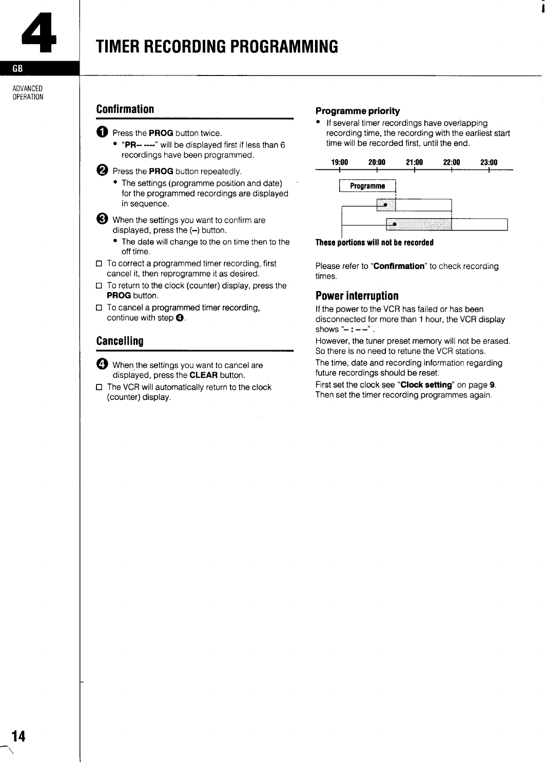# 4 TIMER RECORDING PROGRAMMING

GB

ADVANCED OPERATION

## Confirmation

❶ Press the **PROG** button twice.

- "**PR-- ----**" will be displayed first if less than 6 recordings have been programmed.

❷ Press the **PROG** button repeatedly.

- The settings (programme position and date) for the programmed recordings are displayed in sequence.

❸ When the settings you want to confirm are displayed, press the (–) button.

- The date will change to the on time then to the off time.

□ To correct a programmed timer recording, first cancel it, then reprogramme it as desired.

□ To return to the clock (counter) display, press the **PROG** button.

□ To cancel a programmed timer recording, continue with step ❹.

## Cancelling

❹ When the settings you want to cancel are displayed, press the **CLEAR** button.

□ The VCR will automatically return to the clock (counter) display.

### Programme priority

- If several timer recordings have overlapping recording time, the recording with the earliest start time will be recorded first, until the end.

19:00 20:00 21:00 22:00 23:00

Programme

**These portions will not be recorded**

Please refer to "**Confirmation**" to check recording times.

## Power interruption

If the power to the VCR has failed or has been disconnected for more than 1 hour, the VCR display shows "– : – –".

However, the tuner preset memory will not be erased. So there is no need to retune the VCR stations.

The time, date and recording information regarding future recordings should be reset.

First set the clock see "**Clock setting**" on page **9**. Then set the timer recording programmes again.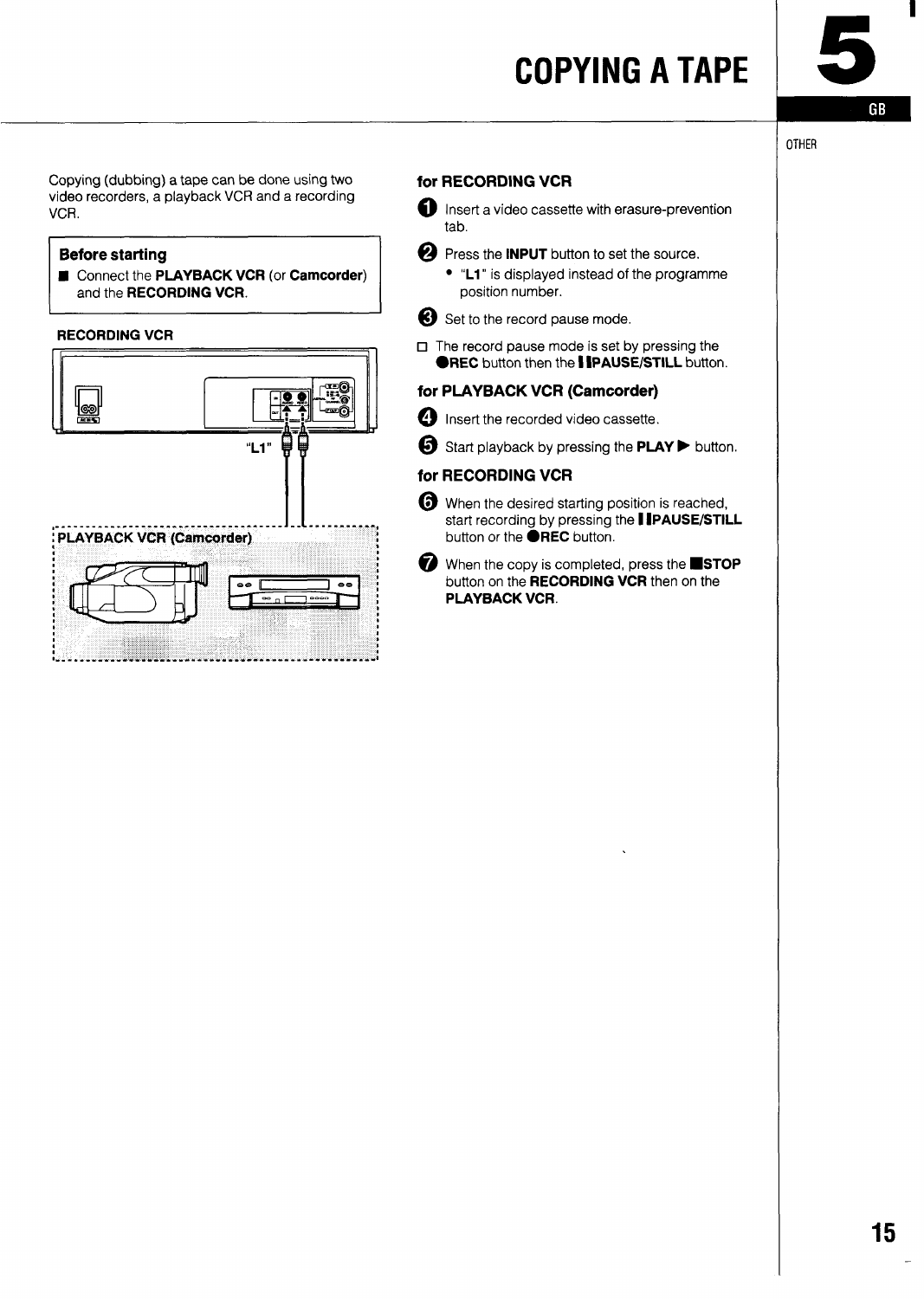# COPYING A TAPE

Copying (dubbing) a tape can be done using two video recorders, a playback VCR and a recording VCR.

**Before starting**

- Connect the **PLAYBACK VCR** (or **Camcorder**) and the **RECORDING VCR**.

**RECORDING VCR**

"L1"

PLAYBACK VCR (Camcorder)

### for RECORDING VCR

1. Insert a video cassette with erasure-prevention tab.
2. Press the **INPUT** button to set the source.
   - "**L1**" is displayed instead of the programme position number.
3. Set to the record pause mode.

☐ The record pause mode is set by pressing the ●**REC** button then the ❚❚**PAUSE/STILL** button.

### for PLAYBACK VCR (Camcorder)

4. Insert the recorded video cassette.
5. Start playback by pressing the **PLAY ▶** button.

### for RECORDING VCR

6. When the desired starting position is reached, start recording by pressing the ❚❚**PAUSE/STILL** button or the ●**REC** button.
7. When the copy is completed, press the ■**STOP** button on the **RECORDING VCR** then on the **PLAYBACK VCR**.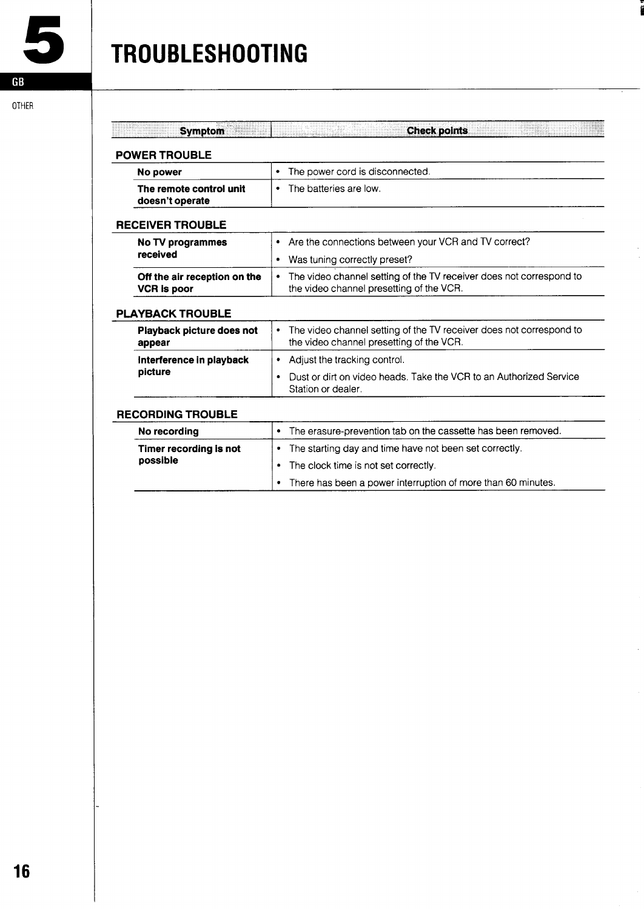# 5 TROUBLESHOOTING

GB

OTHER

| Symptom | Check points |
| --- | --- |
| **POWER TROUBLE** | |
| **No power** | • The power cord is disconnected. |
| **The remote control unit doesn't operate** | • The batteries are low. |
| **RECEIVER TROUBLE** | |
| **No TV programmes received** | • Are the connections between your VCR and TV correct?<br>• Was tuning correctly preset? |
| **Off the air reception on the VCR is poor** | • The video channel setting of the TV receiver does not correspond to the video channel presetting of the VCR. |
| **PLAYBACK TROUBLE** | |
| **Playback picture does not appear** | • The video channel setting of the TV receiver does not correspond to the video channel presetting of the VCR. |
| **Interference in playback picture** | • Adjust the tracking control.<br>• Dust or dirt on video heads. Take the VCR to an Authorized Service Station or dealer. |
| **RECORDING TROUBLE** | |
| **No recording** | • The erasure-prevention tab on the cassette has been removed. |
| **Timer recording is not possible** | • The starting day and time have not been set correctly.<br>• The clock time is not set correctly.<br>• There has been a power interruption of more than 60 minutes. |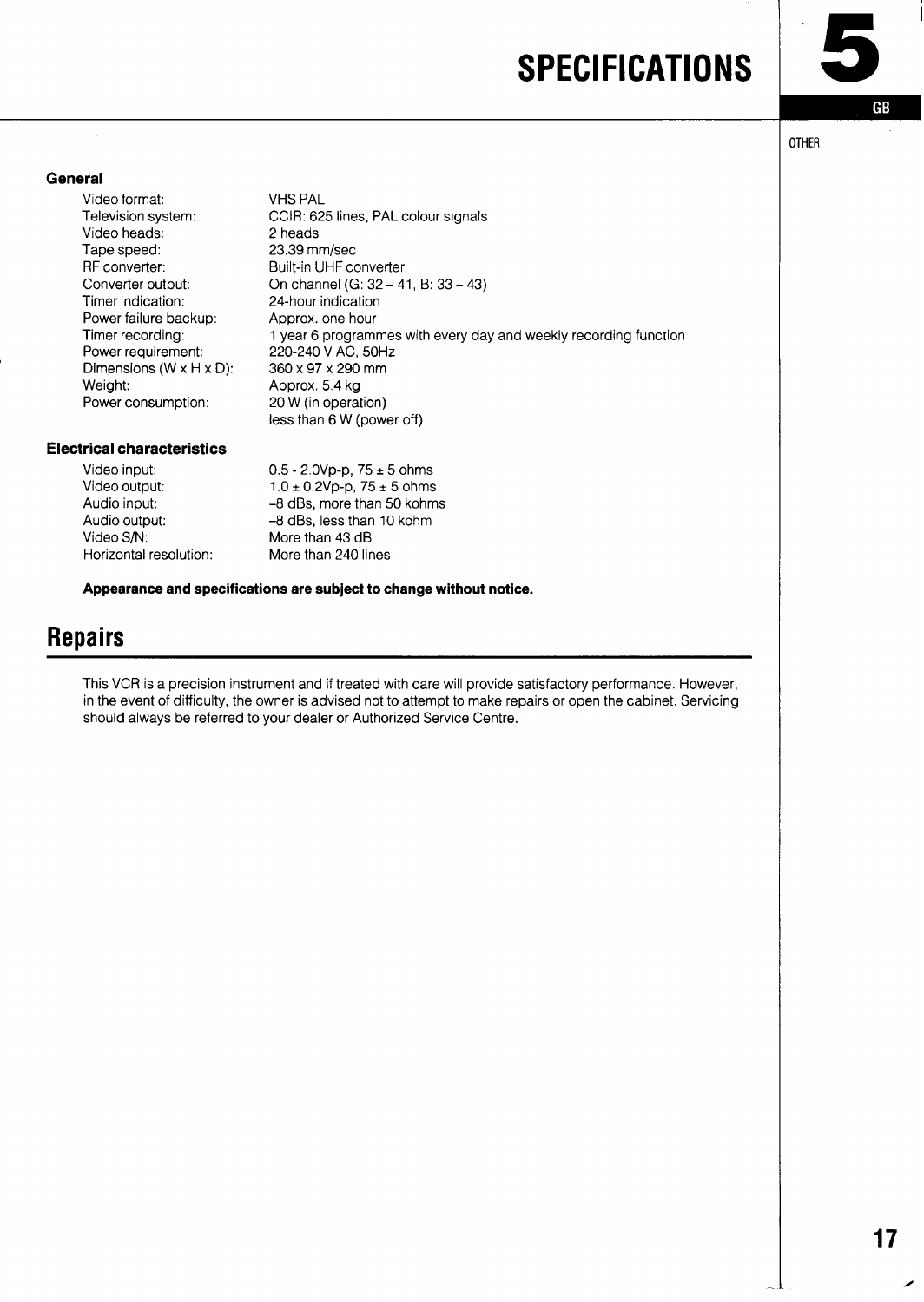# SPECIFICATIONS

### General

| | |
|---|---|
| Video format: | VHS PAL |
| Television system: | CCIR: 625 lines, PAL colour signals |
| Video heads: | 2 heads |
| Tape speed: | 23.39 mm/sec |
| RF converter: | Built-in UHF converter |
| Converter output: | On channel (G: 32 – 41, B: 33 – 43) |
| Timer indication: | 24-hour indication |
| Power failure backup: | Approx. one hour |
| Timer recording: | 1 year 6 programmes with every day and weekly recording function |
| Power requirement: | 220-240 V AC, 50Hz |
| Dimensions (W x H x D): | 360 x 97 x 290 mm |
| Weight: | Approx. 5.4 kg |
| Power consumption: | 20 W (in operation) |
| | less than 6 W (power off) |

### Electrical characteristics

| | |
|---|---|
| Video input: | 0.5 - 2.0Vp-p, 75 ± 5 ohms |
| Video output: | 1.0 ± 0.2Vp-p, 75 ± 5 ohms |
| Audio input: | –8 dBs, more than 50 kohms |
| Audio output: | –8 dBs, less than 10 kohm |
| Video S/N: | More than 43 dB |
| Horizontal resolution: | More than 240 lines |

**Appearance and specifications are subject to change without notice.**

## Repairs

This VCR is a precision instrument and if treated with care will provide satisfactory performance. However, in the event of difficulty, the owner is advised not to attempt to make repairs or open the cabinet. Servicing should always be referred to your dealer or Authorized Service Centre.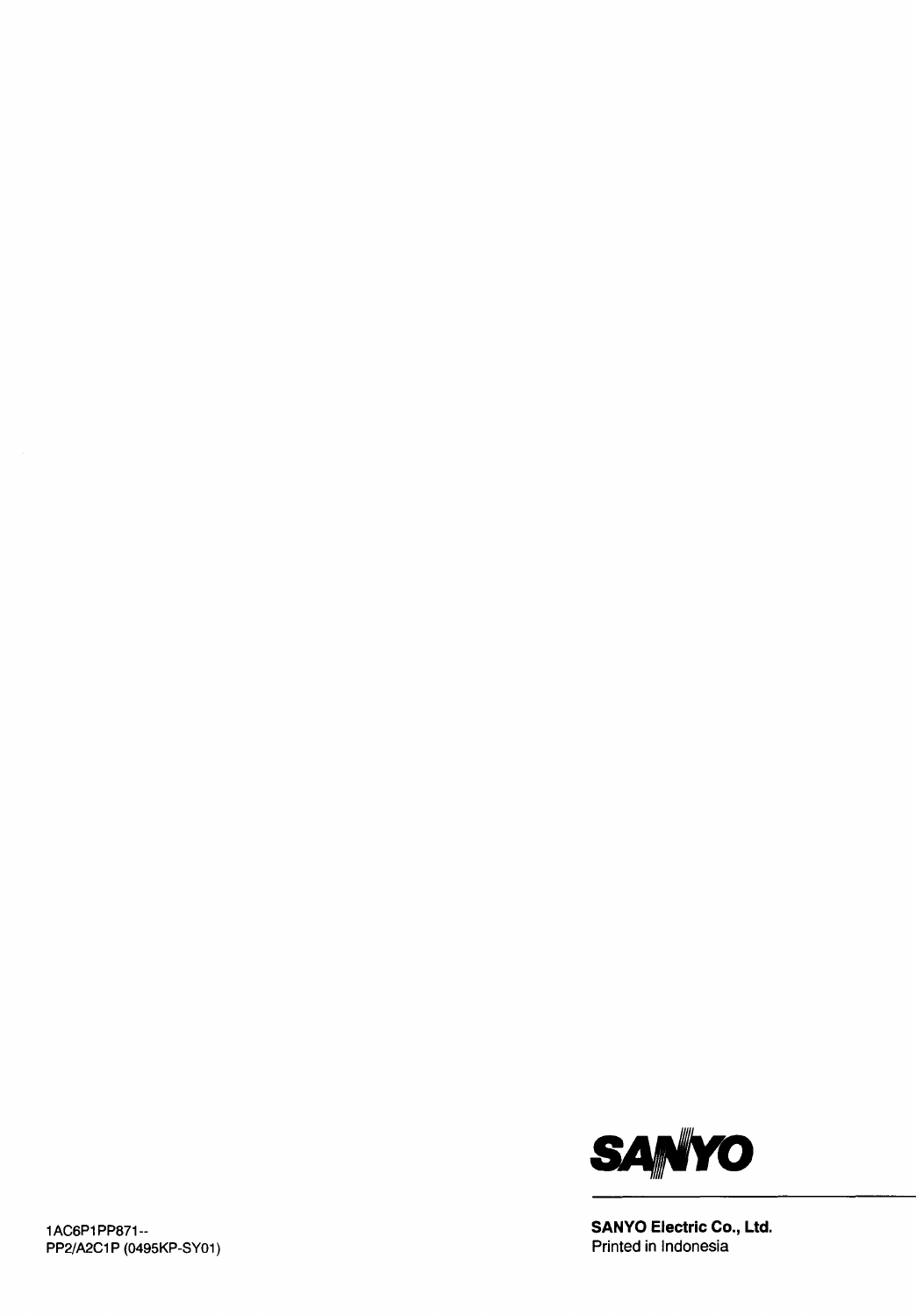SANYO

1AC6P1PP871--
PP2/A2C1P (0495KP-SY01)

**SANYO Electric Co., Ltd.**
Printed in Indonesia